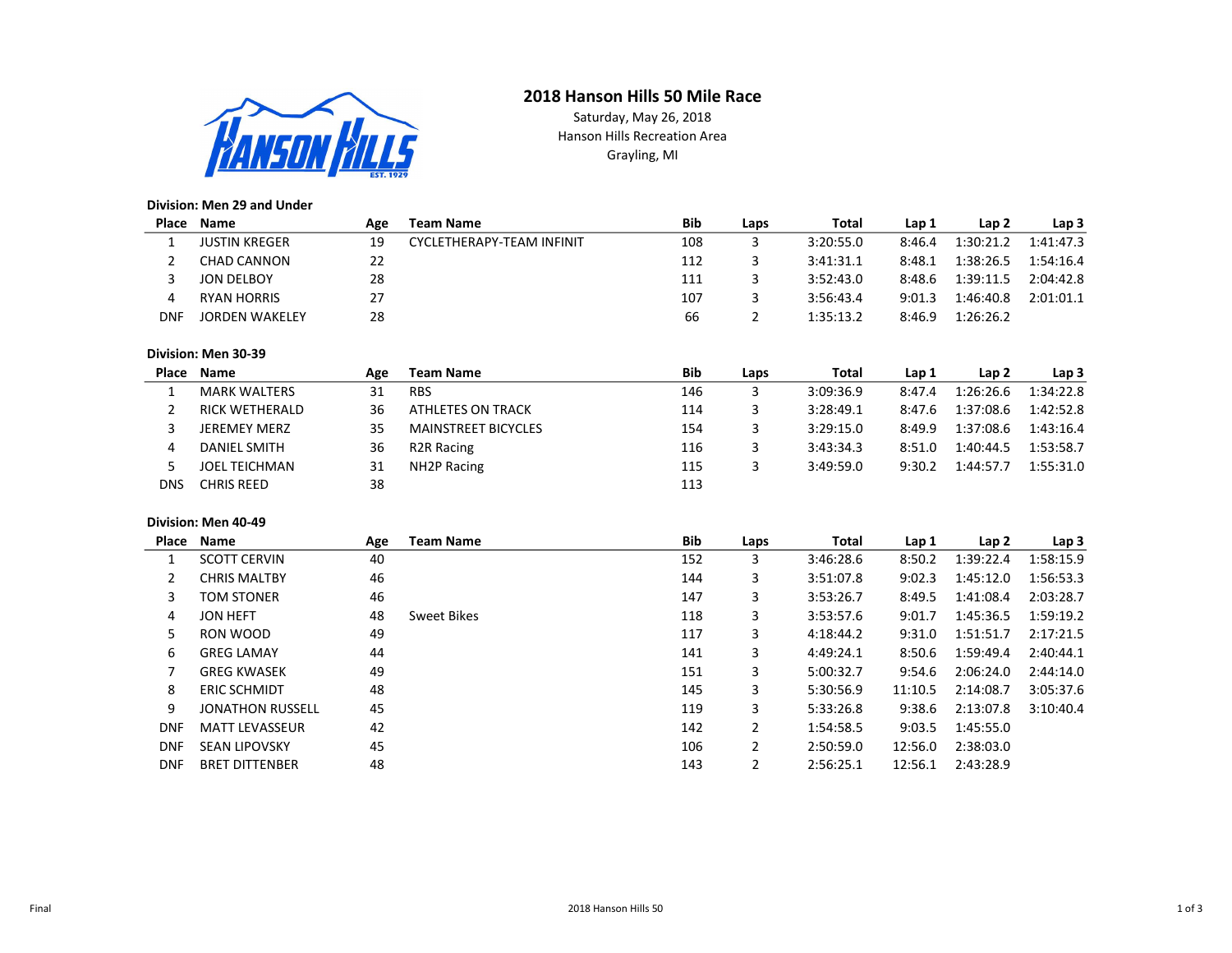# 2018 Hanson Hills 50 Mile Race

Saturday, May 26, 2018
Hanson Hills Recreation Area
Grayling, MI

**Division: Men 29 and Under**

| Place | Name | Age | Team Name | Bib | Laps | Total | Lap 1 | Lap 2 | Lap 3 |
|---|---|---|---|---|---|---|---|---|---|
| 1 | JUSTIN KREGER | 19 | CYCLETHERAPY-TEAM INFINIT | 108 | 3 | 3:20:55.0 | 8:46.4 | 1:30:21.2 | 1:41:47.3 |
| 2 | CHAD CANNON | 22 | | 112 | 3 | 3:41:31.1 | 8:48.1 | 1:38:26.5 | 1:54:16.4 |
| 3 | JON DELBOY | 28 | | 111 | 3 | 3:52:43.0 | 8:48.6 | 1:39:11.5 | 2:04:42.8 |
| 4 | RYAN HORRIS | 27 | | 107 | 3 | 3:56:43.4 | 9:01.3 | 1:46:40.8 | 2:01:01.1 |
| DNF | JORDEN WAKELEY | 28 | | 66 | 2 | 1:35:13.2 | 8:46.9 | 1:26:26.2 | |

**Division: Men 30-39**

| Place | Name | Age | Team Name | Bib | Laps | Total | Lap 1 | Lap 2 | Lap 3 |
|---|---|---|---|---|---|---|---|---|---|
| 1 | MARK WALTERS | 31 | RBS | 146 | 3 | 3:09:36.9 | 8:47.4 | 1:26:26.6 | 1:34:22.8 |
| 2 | RICK WETHERALD | 36 | ATHLETES ON TRACK | 114 | 3 | 3:28:49.1 | 8:47.6 | 1:37:08.6 | 1:42:52.8 |
| 3 | JEREMEY MERZ | 35 | MAINSTREET BICYCLES | 154 | 3 | 3:29:15.0 | 8:49.9 | 1:37:08.6 | 1:43:16.4 |
| 4 | DANIEL SMITH | 36 | R2R Racing | 116 | 3 | 3:43:34.3 | 8:51.0 | 1:40:44.5 | 1:53:58.7 |
| 5 | JOEL TEICHMAN | 31 | NH2P Racing | 115 | 3 | 3:49:59.0 | 9:30.2 | 1:44:57.7 | 1:55:31.0 |
| DNS | CHRIS REED | 38 | | 113 | | | | | |

**Division: Men 40-49**

| Place | Name | Age | Team Name | Bib | Laps | Total | Lap 1 | Lap 2 | Lap 3 |
|---|---|---|---|---|---|---|---|---|---|
| 1 | SCOTT CERVIN | 40 | | 152 | 3 | 3:46:28.6 | 8:50.2 | 1:39:22.4 | 1:58:15.9 |
| 2 | CHRIS MALTBY | 46 | | 144 | 3 | 3:51:07.8 | 9:02.3 | 1:45:12.0 | 1:56:53.3 |
| 3 | TOM STONER | 46 | | 147 | 3 | 3:53:26.7 | 8:49.5 | 1:41:08.4 | 2:03:28.7 |
| 4 | JON HEFT | 48 | Sweet Bikes | 118 | 3 | 3:53:57.6 | 9:01.7 | 1:45:36.5 | 1:59:19.2 |
| 5 | RON WOOD | 49 | | 117 | 3 | 4:18:44.2 | 9:31.0 | 1:51:51.7 | 2:17:21.5 |
| 6 | GREG LAMAY | 44 | | 141 | 3 | 4:49:24.1 | 8:50.6 | 1:59:49.4 | 2:40:44.1 |
| 7 | GREG KWASEK | 49 | | 151 | 3 | 5:00:32.7 | 9:54.6 | 2:06:24.0 | 2:44:14.0 |
| 8 | ERIC SCHMIDT | 48 | | 145 | 3 | 5:30:56.9 | 11:10.5 | 2:14:08.7 | 3:05:37.6 |
| 9 | JONATHON RUSSELL | 45 | | 119 | 3 | 5:33:26.8 | 9:38.6 | 2:13:07.8 | 3:10:40.4 |
| DNF | MATT LEVASSEUR | 42 | | 142 | 2 | 1:54:58.5 | 9:03.5 | 1:45:55.0 | |
| DNF | SEAN LIPOVSKY | 45 | | 106 | 2 | 2:50:59.0 | 12:56.0 | 2:38:03.0 | |
| DNF | BRET DITTENBER | 48 | | 143 | 2 | 2:56:25.1 | 12:56.1 | 2:43:28.9 | |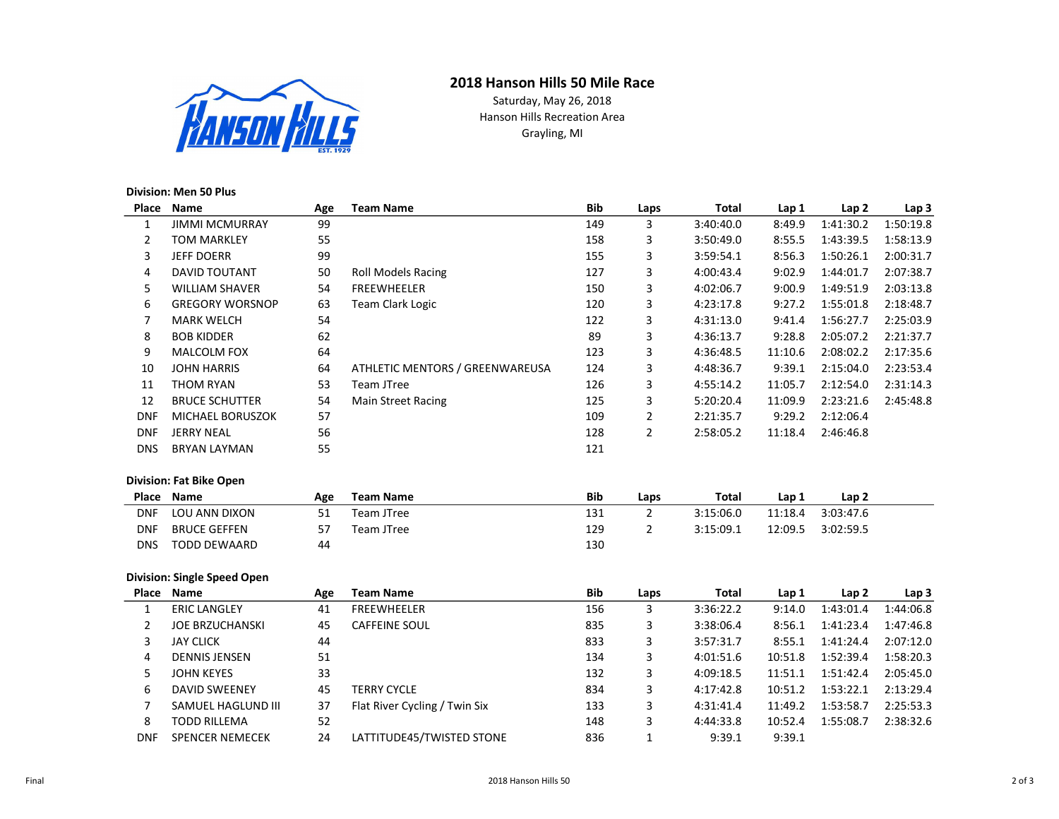# 2018 Hanson Hills 50 Mile Race

Saturday, May 26, 2018
Hanson Hills Recreation Area
Grayling, MI

**Division: Men 50 Plus**

| Place | Name | Age | Team Name | Bib | Laps | Total | Lap 1 | Lap 2 | Lap 3 |
|---|---|---|---|---|---|---|---|---|---|
| 1 | JIMMI MCMURRAY | 99 | | 149 | 3 | 3:40:40.0 | 8:49.9 | 1:41:30.2 | 1:50:19.8 |
| 2 | TOM MARKLEY | 55 | | 158 | 3 | 3:50:49.0 | 8:55.5 | 1:43:39.5 | 1:58:13.9 |
| 3 | JEFF DOERR | 99 | | 155 | 3 | 3:59:54.1 | 8:56.3 | 1:50:26.1 | 2:00:31.7 |
| 4 | DAVID TOUTANT | 50 | Roll Models Racing | 127 | 3 | 4:00:43.4 | 9:02.9 | 1:44:01.7 | 2:07:38.7 |
| 5 | WILLIAM SHAVER | 54 | FREEWHEELER | 150 | 3 | 4:02:06.7 | 9:00.9 | 1:49:51.9 | 2:03:13.8 |
| 6 | GREGORY WORSNOP | 63 | Team Clark Logic | 120 | 3 | 4:23:17.8 | 9:27.2 | 1:55:01.8 | 2:18:48.7 |
| 7 | MARK WELCH | 54 | | 122 | 3 | 4:31:13.0 | 9:41.4 | 1:56:27.7 | 2:25:03.9 |
| 8 | BOB KIDDER | 62 | | 89 | 3 | 4:36:13.7 | 9:28.8 | 2:05:07.2 | 2:21:37.7 |
| 9 | MALCOLM FOX | 64 | | 123 | 3 | 4:36:48.5 | 11:10.6 | 2:08:02.2 | 2:17:35.6 |
| 10 | JOHN HARRIS | 64 | ATHLETIC MENTORS / GREENWAREUSA | 124 | 3 | 4:48:36.7 | 9:39.1 | 2:15:04.0 | 2:23:53.4 |
| 11 | THOM RYAN | 53 | Team JTree | 126 | 3 | 4:55:14.2 | 11:05.7 | 2:12:54.0 | 2:31:14.3 |
| 12 | BRUCE SCHUTTER | 54 | Main Street Racing | 125 | 3 | 5:20:20.4 | 11:09.9 | 2:23:21.6 | 2:45:48.8 |
| DNF | MICHAEL BORUSZOK | 57 | | 109 | 2 | 2:21:35.7 | 9:29.2 | 2:12:06.4 | |
| DNF | JERRY NEAL | 56 | | 128 | 2 | 2:58:05.2 | 11:18.4 | 2:46:46.8 | |
| DNS | BRYAN LAYMAN | 55 | | 121 | | | | | |

**Division: Fat Bike Open**

| Place | Name | Age | Team Name | Bib | Laps | Total | Lap 1 | Lap 2 |
|---|---|---|---|---|---|---|---|---|
| DNF | LOU ANN DIXON | 51 | Team JTree | 131 | 2 | 3:15:06.0 | 11:18.4 | 3:03:47.6 |
| DNF | BRUCE GEFFEN | 57 | Team JTree | 129 | 2 | 3:15:09.1 | 12:09.5 | 3:02:59.5 |
| DNS | TODD DEWAARD | 44 | | 130 | | | | |

**Division: Single Speed Open**

| Place | Name | Age | Team Name | Bib | Laps | Total | Lap 1 | Lap 2 | Lap 3 |
|---|---|---|---|---|---|---|---|---|---|
| 1 | ERIC LANGLEY | 41 | FREEWHEELER | 156 | 3 | 3:36:22.2 | 9:14.0 | 1:43:01.4 | 1:44:06.8 |
| 2 | JOE BRZUCHANSKI | 45 | CAFFEINE SOUL | 835 | 3 | 3:38:06.4 | 8:56.1 | 1:41:23.4 | 1:47:46.8 |
| 3 | JAY CLICK | 44 | | 833 | 3 | 3:57:31.7 | 8:55.1 | 1:41:24.4 | 2:07:12.0 |
| 4 | DENNIS JENSEN | 51 | | 134 | 3 | 4:01:51.6 | 10:51.8 | 1:52:39.4 | 1:58:20.3 |
| 5 | JOHN KEYES | 33 | | 132 | 3 | 4:09:18.5 | 11:51.1 | 1:51:42.4 | 2:05:45.0 |
| 6 | DAVID SWEENEY | 45 | TERRY CYCLE | 834 | 3 | 4:17:42.8 | 10:51.2 | 1:53:22.1 | 2:13:29.4 |
| 7 | SAMUEL HAGLUND III | 37 | Flat River Cycling / Twin Six | 133 | 3 | 4:31:41.4 | 11:49.2 | 1:53:58.7 | 2:25:53.3 |
| 8 | TODD RILLEMA | 52 | | 148 | 3 | 4:44:33.8 | 10:52.4 | 1:55:08.7 | 2:38:32.6 |
| DNF | SPENCER NEMECEK | 24 | LATTITUDE45/TWISTED STONE | 836 | 1 | 9:39.1 | 9:39.1 | | |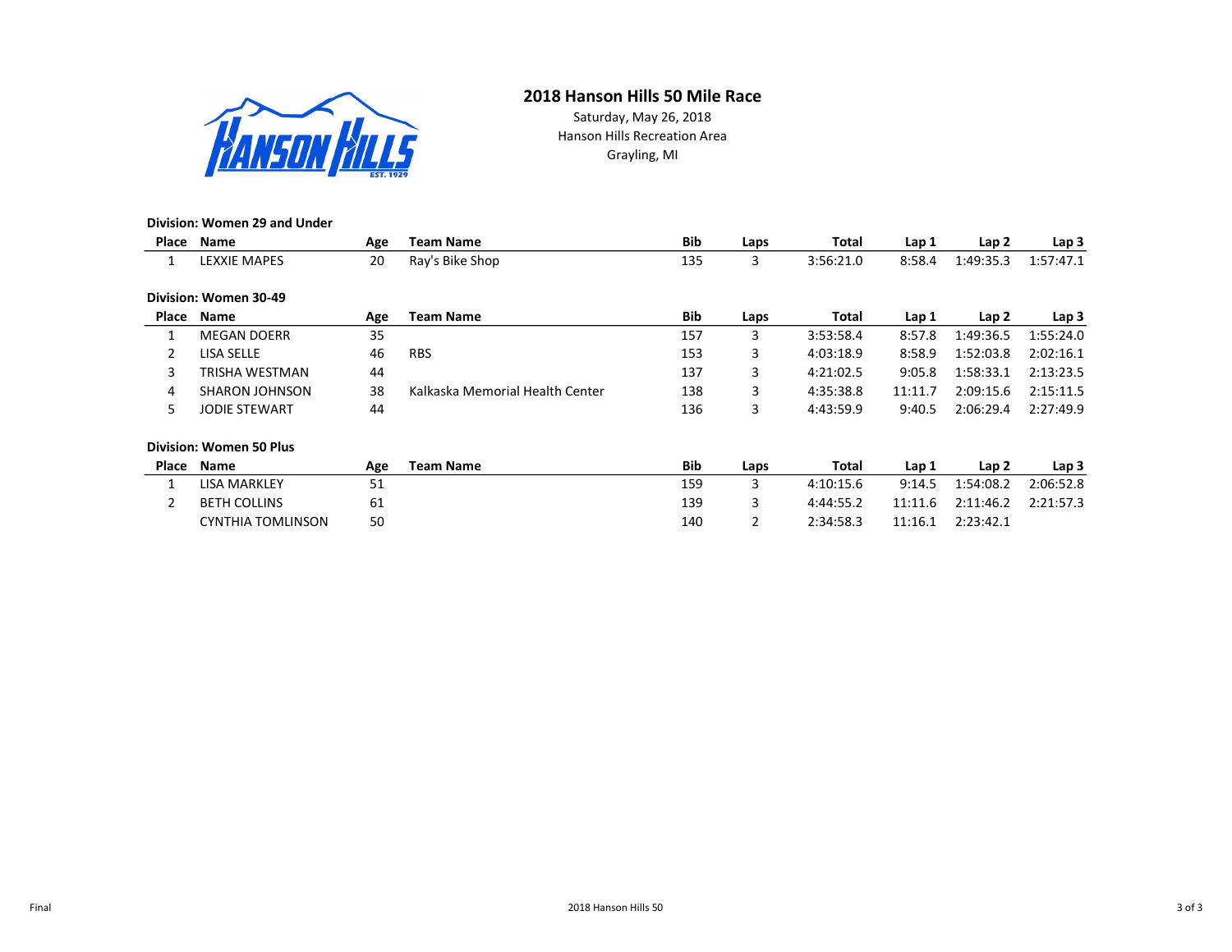# 2018 Hanson Hills 50 Mile Race

Saturday, May 26, 2018
Hanson Hills Recreation Area
Grayling, MI

**Division: Women 29 and Under**

| Place | Name | Age | Team Name | Bib | Laps | Total | Lap 1 | Lap 2 | Lap 3 |
|---|---|---|---|---|---|---|---|---|---|
| 1 | LEXXIE MAPES | 20 | Ray's Bike Shop | 135 | 3 | 3:56:21.0 | 8:58.4 | 1:49:35.3 | 1:57:47.1 |

**Division: Women 30-49**

| Place | Name | Age | Team Name | Bib | Laps | Total | Lap 1 | Lap 2 | Lap 3 |
|---|---|---|---|---|---|---|---|---|---|
| 1 | MEGAN DOERR | 35 | | 157 | 3 | 3:53:58.4 | 8:57.8 | 1:49:36.5 | 1:55:24.0 |
| 2 | LISA SELLE | 46 | RBS | 153 | 3 | 4:03:18.9 | 8:58.9 | 1:52:03.8 | 2:02:16.1 |
| 3 | TRISHA WESTMAN | 44 | | 137 | 3 | 4:21:02.5 | 9:05.8 | 1:58:33.1 | 2:13:23.5 |
| 4 | SHARON JOHNSON | 38 | Kalkaska Memorial Health Center | 138 | 3 | 4:35:38.8 | 11:11.7 | 2:09:15.6 | 2:15:11.5 |
| 5 | JODIE STEWART | 44 | | 136 | 3 | 4:43:59.9 | 9:40.5 | 2:06:29.4 | 2:27:49.9 |

**Division: Women 50 Plus**

| Place | Name | Age | Team Name | Bib | Laps | Total | Lap 1 | Lap 2 | Lap 3 |
|---|---|---|---|---|---|---|---|---|---|
| 1 | LISA MARKLEY | 51 | | 159 | 3 | 4:10:15.6 | 9:14.5 | 1:54:08.2 | 2:06:52.8 |
| 2 | BETH COLLINS | 61 | | 139 | 3 | 4:44:55.2 | 11:11.6 | 2:11:46.2 | 2:21:57.3 |
| | CYNTHIA TOMLINSON | 50 | | 140 | 2 | 2:34:58.3 | 11:16.1 | 2:23:42.1 | |